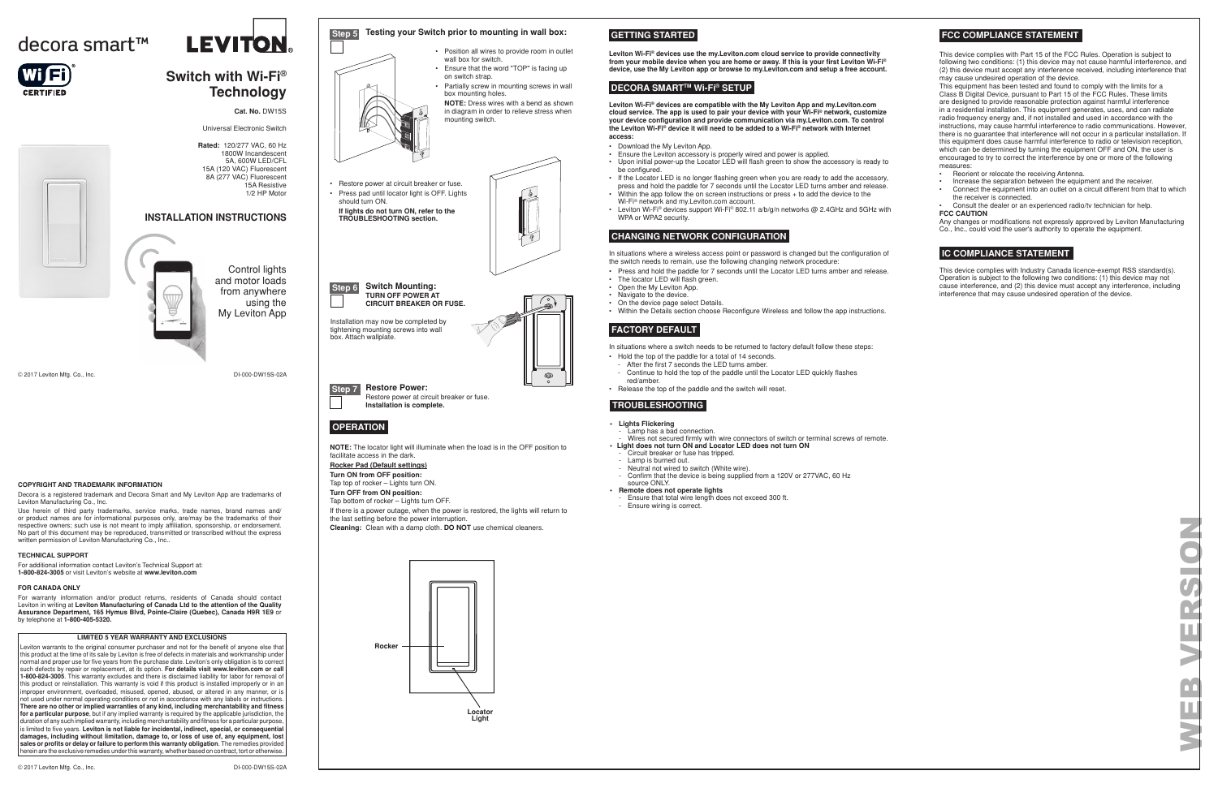# decora smart™

**LEVITON**

Wi Fi CERTIFIED

## Switch with Wi-Fi® Technology

**Cat. No.** DW15S

Universal Electronic Switch

**Rated:** 120/277 VAC, 60 Hz
1800W Incandescent
5A, 600W LED/CFL
15A (120 VAC) Fluorescent
8A (277 VAC) Fluorescent
15A Resistive
1/2 HP Motor

## INSTALLATION INSTRUCTIONS

Control lights and motor loads from anywhere using the My Leviton App

© 2017 Leviton Mfg. Co., Inc. DI-000-DW15S-02A

### COPYRIGHT AND TRADEMARK INFORMATION

Decora is a registered trademark and Decora Smart and My Leviton App are trademarks of Leviton Manufacturing Co., Inc.

Use herein of third party trademarks, service marks, trade names, brand names and/or product names are for informational purposes only, are/may be the trademarks of their respective owners; such use is not meant to imply affiliation, sponsorship, or endorsement. No part of this document may be reproduced, transmitted or transcribed without the express written permission of Leviton Manufacturing Co., Inc..

### TECHNICAL SUPPORT

For additional information contact Leviton's Technical Support at: **1-800-824-3005** or visit Leviton's website at **www.leviton.com**

### FOR CANADA ONLY

For warranty information and/or product returns, residents of Canada should contact Leviton in writing at **Leviton Manufacturing of Canada Ltd to the attention of the Quality Assurance Department, 165 Hymus Blvd, Pointe-Claire (Quebec), Canada H9R 1E9** or by telephone at **1-800-405-5320.**

### LIMITED 5 YEAR WARRANTY AND EXCLUSIONS

Leviton warrants to the original consumer purchaser and not for the benefit of anyone else that this product at the time of its sale by Leviton is free of defects in materials and workmanship under normal and proper use for five years from the purchase date. Leviton's only obligation is to correct such defects by repair or replacement, at its option. **For details visit www.leviton.com or call 1-800-824-3005**. This warranty excludes and there is disclaimed liability for labor for removal of this product or reinstallation. This warranty is void if this product is installed improperly or in an improper environment, overloaded, misused, opened, abused, or altered in any manner, or is not used under normal operating conditions or not in accordance with any labels or instructions. **There are no other or implied warranties of any kind, including merchantability and fitness for a particular purpose**, but if any implied warranty is required by the applicable jurisdiction, the duration of any such implied warranty, including merchantability and fitness for a particular purpose, is limited to five years. **Leviton is not liable for incidental, indirect, special, or consequential damages, including without limitation, damage to, or loss of use of, any equipment, lost sales or profits or delay or failure to perform this warranty obligation**. The remedies provided herein are the exclusive remedies under this warranty, whether based on contract, tort or otherwise.

© 2017 Leviton Mfg. Co., Inc. DI-000-DW15S-02A

### Step 5 Testing your Switch prior to mounting in wall box:

- Position all wires to provide room in outlet wall box for switch.
- Ensure that the word "TOP" is facing up on switch strap.
- Partially screw in mounting screws in wall box mounting holes.

**NOTE:** Dress wires with a bend as shown in diagram in order to relieve stress when mounting switch.

- Restore power at circuit breaker or fuse.
- Press pad until locator light is OFF. Lights should turn ON.

**If lights do not turn ON, refer to the TROUBLESHOOTING section.**

### Step 6 Switch Mounting:

**TURN OFF POWER AT CIRCUIT BREAKER OR FUSE.**

Installation may now be completed by tightening mounting screws into wall box. Attach wallplate.

### Step 7 Restore Power:

Restore power at circuit breaker or fuse.
**Installation is complete.**

## OPERATION

**NOTE:** The locator light will illuminate when the load is in the OFF position to facilitate access in the dark.

**Rocker Pad (Default settings)**

**Turn ON from OFF position:**
Tap top of rocker – Lights turn ON.

**Turn OFF from ON position:**
Tap bottom of rocker – Lights turn OFF.

If there is a power outage, when the power is restored, the lights will return to the last setting before the power interruption.

**Cleaning:** Clean with a damp cloth. **DO NOT** use chemical cleaners.

Rocker

Locator Light

## GETTING STARTED

**Leviton Wi-Fi® devices use the my.Leviton.com cloud service to provide connectivity from your mobile device when you are home or away. If this is your first Leviton Wi-Fi® device, use the My Leviton app or browse to my.Leviton.com and setup a free account.**

## DECORA SMART™ Wi-Fi® SETUP

**Leviton Wi-Fi® devices are compatible with the My Leviton App and my.Leviton.com cloud service. The app is used to pair your device with your Wi-Fi® network, customize your device configuration and provide communication via my.Leviton.com. To control the Leviton Wi-Fi® device it will need to be added to a Wi-Fi® network with Internet access:**

- Download the My Leviton App.
- Ensure the Leviton accessory is properly wired and power is applied.
- Upon initial power-up the Locator LED will flash green to show the accessory is ready to be configured.
- If the Locator LED is no longer flashing green when you are ready to add the accessory, press and hold the paddle for 7 seconds until the Locator LED turns amber and release.
- Within the app follow the on screen instructions or press + to add the device to the Wi-Fi® network and my.Leviton.com account.
- Leviton Wi-Fi® devices support Wi-Fi® 802.11 a/b/g/n networks @ 2.4GHz and 5GHz with WPA or WPA2 security.

## CHANGING NETWORK CONFIGURATION

In situations where a wireless access point or password is changed but the configuration of the switch needs to remain, use the following changing network procedure:

- Press and hold the paddle for 7 seconds until the Locator LED turns amber and release.
- The locator LED will flash green.
- Open the My Leviton App.
- Navigate to the device.
- On the device page select Details.
- Within the Details section choose Reconfigure Wireless and follow the app instructions.

## FACTORY DEFAULT

In situations where a switch needs to be returned to factory default follow these steps:

- Hold the top of the paddle for a total of 14 seconds.
  - After the first 7 seconds the LED turns amber.
  - Continue to hold the top of the paddle until the Locator LED quickly flashes red/amber.
- Release the top of the paddle and the switch will reset.

## TROUBLESHOOTING

- **Lights Flickering**
  - Lamp has a bad connection.
  - Wires not secured firmly with wire connectors of switch or terminal screws of remote.
- **Light does not turn ON and Locator LED does not turn ON**
  - Circuit breaker or fuse has tripped.
  - Lamp is burned out.
  - Neutral not wired to switch (White wire).
  - Confirm that the device is being supplied from a 120V or 277VAC, 60 Hz source ONLY.
- **Remote does not operate lights**
  - Ensure that total wire length does not exceed 300 ft.
  - Ensure wiring is correct.

## FCC COMPLIANCE STATEMENT

This device complies with Part 15 of the FCC Rules. Operation is subject to following two conditions: (1) this device may not cause harmful interference, and (2) this device must accept any interference received, including interference that may cause undesired operation of the device.

This equipment has been tested and found to comply with the limits for a Class B Digital Device, pursuant to Part 15 of the FCC Rules. These limits are designed to provide reasonable protection against harmful interference in a residential installation. This equipment generates, uses, and can radiate radio frequency energy and, if not installed and used in accordance with the instructions, may cause harmful interference to radio communications. However, there is no guarantee that interference will not occur in a particular installation. If this equipment does cause harmful interference to radio or television reception, which can be determined by turning the equipment OFF and ON, the user is encouraged to try to correct the interference by one or more of the following measures:

- Reorient or relocate the receiving Antenna.
- Increase the separation between the equipment and the receiver.
- Connect the equipment into an outlet on a circuit different from that to which the receiver is connected.
- Consult the dealer or an experienced radio/tv technician for help.

**FCC CAUTION**

Any changes or modifications not expressly approved by Leviton Manufacturing Co., Inc., could void the user's authority to operate the equipment.

## IC COMPLIANCE STATEMENT

This device complies with Industry Canada licence-exempt RSS standard(s). Operation is subject to the following two conditions: (1) this device may not cause interference, and (2) this device must accept any interference, including interference that may cause undesired operation of the device.

WEB VERSION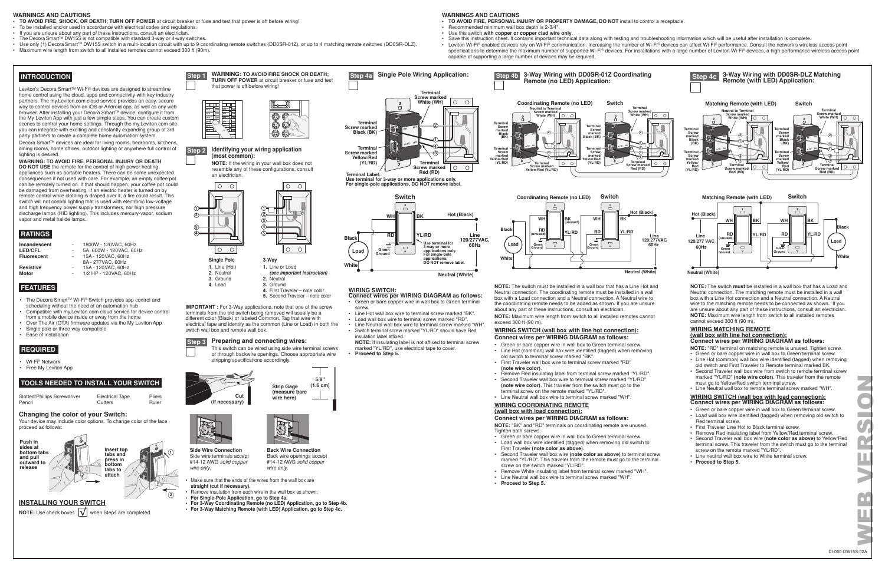## WARNINGS AND CAUTIONS

- **TO AVOID FIRE, SHOCK, OR DEATH; TURN OFF POWER** at circuit breaker or fuse and test that power is off before wiring!
- To be installed and/or used in accordance with electrical codes and regulations.
- If you are unsure about any part of these instructions, consult an electrician.
- The Decora Smart™ DW15S is not compatible with standard 3-way or 4-way switches.
- Use only (1) Decora Smart™ DW15S switch in a multi-location circuit with up to 9 coordinating remote switches (DD0SR-01Z), or up to 4 matching remote switches (DD0SR-DLZ).
- Maximum wire length from switch to all installed remotes cannot exceed 300 ft (90m).

## WARNINGS AND CAUTIONS

- **TO AVOID FIRE, PERSONAL INJURY OR PROPERTY DAMAGE, DO NOT** install to control a receptacle.
- Recommended minimum wall box depth is 2-3/4".
- Use this switch **with copper or copper clad wire only**.
- Save this instruction sheet. It contains important technical data along with testing and troubleshooting information which will be useful after installation is complete.
- Leviton Wi-Fi® enabled devices rely on Wi-Fi® communication. Increasing the number of Wi-Fi® devices can affect Wi-Fi® performance. Consult the network's wireless access point specifications to determine the maximum number of supported Wi-Fi® devices. For installations with a large number of Leviton Wi-Fi® devices, a high performance wireless access point capable of supporting a large number of devices may be required.

## INTRODUCTION

Leviton's Decora Smart™ Wi-Fi® devices are designed to streamline home control using the cloud, apps and connectivity with key industry partners. The my.Leviton.com cloud service provides an easy, secure way to control devices from an iOS or Android app, as well as any web browser. After installing your Decora Smart™ device, configure it from the My Leviton App with just a few simple steps. You can create custom scenes to control your home settings. Through the my.Leviton.com site you can integrate with exciting and constantly expanding group of 3rd party partners to create a complete home automation system.

Decora Smart™ devices are ideal for living rooms, bedrooms, kitchens, dining rooms, home offices, outdoor lighting or anywhere full control of lighting is desired.

**WARNING: TO AVOID FIRE, PERSONAL INJURY OR DEATH DO NOT USE** the remote for the control of high power heating appliances such as portable heaters. There can be some unexpected consequences if not used with care. For example, an empty coffee pot can be remotely turned on. If that should happen, your coffee pot could be damaged from overheating. If an electric heater is turned on by remote control while clothing is draped over it, a fire could result. This switch will not control lighting that is used with electronic low-voltage and high frequency power supply transformers, or high pressure discharge lamps (HID lighting). This includes mercury-vapor, sodium vapor and metal halide lamps.

## RATINGS

| | | |
|---|---|---|
| **Incandescent** | - | 1800W - 120VAC, 60Hz |
| **LED/CFL** | - | 5A, 600W - 120VAC, 60Hz |
| **Fluorescent** | - | 15A - 120VAC, 60Hz<br>8A - 277VAC, 60Hz |
| **Resistive** | - | 15A - 120VAC, 60Hz |
| **Motor** | - | 1/2 HP - 120VAC, 60Hz |

## FEATURES

- The Decora Smart™ Wi-Fi® Switch provides app control and scheduling without the need of an automation hub
- Compatible with my.Leviton.com cloud service for device control from a mobile device inside or away from the home
- Over The Air (OTA) firmware updates via the My Leviton App
- Single pole or three way compatible
- Ease of installation

## REQUIRED

- Wi-Fi® Network
- Free My Leviton App

## TOOLS NEEDED TO INSTALL YOUR SWITCH

| | | |
|---|---|---|
| Slotted/Phillips Screwdriver | Electrical Tape | Pliers |
| Pencil | Cutters | Ruler |

### Changing the color of your Switch:

Your device may include color options. To change color of the face proceed as follows:

Push in sides at bottom tabs and pull outward to release

Insert top tabs and press in bottom tabs to attach

1

2

## INSTALLING YOUR SWITCH

**NOTE:** Use check boxes ☑ when Steps are completed.

### Step 1

**WARNING: TO AVOID FIRE SHOCK OR DEATH; TURN OFF POWER** at circuit breaker or fuse and test that power is off before wiring!

### Step 2 Identifying your wiring application (most common):

**NOTE:** If the wiring in your wall box does not resemble any of these configurations, consult an electrician.

**Single Pole**
1. Line (Hot)
2. Neutral
3. Ground
4. Load

**3-Way**
1. Line or Load *(see important instruction)*
2. Neutral
3. Ground
4. First Traveler – note color
5. Second Traveler – note color

**IMPORTANT :** For 3-Way applications, note that one of the screw terminals from the old switch being removed will usually be a different color (Black) or labeled Common. Tag that wire with electrical tape and identify as the common (Line or Load) in both the switch wall box and remote wall box.

### Step 3 Preparing and connecting wires:

This switch can be wired using side wire terminal screws or through backwire openings. Choose appropriate wire stripping specifications accordingly.

Cut (if necessary)

Strip Gage (measure bare wire here) 5/8" (1.6 cm)

**Side Wire Connection**
Side wire terminals accept #14-12 AWG *solid copper wire only.*

**Back Wire Connection**
Back wire openings accept #14-12 AWG *solid copper wire only.*

- Make sure that the ends of the wires from the wall box are **straight (cut if necessary).**
- Remove insulation from each wire in the wall box as shown.
- **For Single-Pole Application, go to Step 4a.**
- **For 3-Way Coordinating Remote (no LED) Application, go to Step 4b.**
- **For 3-Way Matching Remote (with LED) Application, go to Step 4c.**

### Step 4a Single Pole Wiring Application:

Terminal Screw marked White (WH)

Terminal Screw marked Black (BK)

Terminal Screw marked Yellow/Red (YL/RD)

Terminal Screw marked Red (RD)

**Terminal Label:**
**Use terminal for 3-way or more applications only. For single-pole applications, DO NOT remove label.**

Switch

WH BK Hot (Black)

RD YL/RD Line 120/277VAC, 60Hz

Black Load Green Ground White

Use terminal for 3-way or more applications only. For single-pole applications, DO NOT remove label.

Neutral (White)

**WIRING SWITCH:**
**Connect wires per WIRING DIAGRAM as follows:**

- Green or bare copper wire in wall box to Green terminal screw.
- Line Hot wall box wire to terminal screw marked "BK".
- Load wall box wire to terminal screw marked "RD".
- Line Neutral wall box wire to terminal screw marked "WH".
- Switch terminal screw marked "YL/RD" should have Red insulation label affixed.
  **NOTE:** If insulating label is not affixed to terminal screw marked "YL/RD", use electrical tape to cover.
- **Proceed to Step 5.**

### Step 4b 3-Way Wiring with DD0SR-01Z Coordinating Remote (no LED) Application:

Coordinating Remote (no LED) — Switch

Neutral to Terminal Screw marked White (WH)

Terminal Screw marked Black (BK)

Terminal Screw marked Yellow/Red (YL/RD)

Terminal Screw marked Yellow/Red (YL/RD)

Terminal Screw marked Red (RD)

Coordinating Remote (no LED) — Switch

BK (unused) RD (unused) WH — Black, Load, White, Green Ground

Hot (Black) WH BK RD YL/RD Line 120/277VAC 60Hz

Neutral (White)

**NOTE:** The switch must be installed in a wall box that has a Line Hot and Neutral connection. The coordinating remote must be installed in a wall box with a Load connection and a Neutral connection. A Neutral wire to the coordinating remote needs to be added as shown. If you are unsure about any part of these instructions, consult an electrician.

**NOTE:** Maximum wire length from switch to all installed remotes cannot exceed 300 ft (90 m).

**WIRING SWITCH (wall box with line hot connection):**
**Connect wires per WIRING DIAGRAM as follows:**

- Green or bare copper wire in wall box to Green terminal screw.
- Line Hot (common) wall box wire identified (tagged) when removing old switch to terminal screw marked "BK".
- First Traveler wall box wire to terminal screw marked "RD" **(note wire color)**.
- Remove Red insulating label from terminal screw marked "YL/RD".
- Second Traveler wall box wire to terminal screw marked "YL/RD" **(note wire color)**. This traveler from the switch must go to the terminal screw on the remote marked "YL/RD".
- Line Neutral wall box wire to terminal screw marked "WH".

**WIRING COORDINATING REMOTE (wall box with load connection):**
**Connect wires per WIRING DIAGRAM as follows:**

**NOTE:** "BK" and "RD" terminals on coordinating remote are unused. Tighten both screws.

- Green or bare copper wire in wall box to Green terminal screw.
- Load wall box wire identified (tagged) when removing old switch to First Traveler **(note color as above)**.
- Second Traveler wall box wire **(note color as above)** to terminal screw marked "YL/RD". This traveler from the remote must go to the terminal screw on the switch marked "YL/RD".
- Remove White insulating label from terminal screw marked "WH".
- Line Neutral wall box wire to terminal screw marked "WH".
- **Proceed to Step 5.**

### Step 4c 3-Way Wiring with DD0SR-DLZ Matching Remote (with LED) Application:

Matching Remote (with LED) — Switch

Neutral to Terminal Screw marked White (WH)

Terminal Screw marked Black (BK)

Terminal Screw marked Yellow/Red (YL/RD)

Terminal Screw marked Red (RD)

Matching Remote (with LED) — Switch

Hot (Black) Line 120/277 VAC 60Hz — WH BK RD (unused) YL/RD Green Ground

WH BK RD YL/RD Green Ground — Black, Load, White

Neutral (White)

**NOTE:** The switch **must** be installed in a wall box that has a Load and Neutral connection. The matching remote must be installed in a wall box with a Line Hot connection and a Neutral connection. A Neutral wire to the matching remote needs to be connected as shown. If you are unsure about any part of these instructions, consult an electrician.

**NOTE:** Maximum wire length from switch to all installed remotes cannot exceed 300 ft (90 m).

**WIRING MATCHING REMOTE (wall box with line hot connection):**
**Connect wires per WIRING DIAGRAM as follows:**

**NOTE:** "RD" terminal on matching remote is unused. Tighten screw.

- Green or bare copper wire in wall box to Green terminal screw.
- Line Hot (common) wall box wire identified (tagged) when removing old switch and First Traveler to Remote terminal marked BK.
- Second Traveler wall box wire from switch to remote terminal screw marked "YL/RD" **(note wire color)**. This traveler from the remote must go to Yellow/Red switch terminal screw.
- Line Neutral wall box wire to remote terminal screw marked "WH".

**WIRING SWITCH (wall box with load connection):**
**Connect wires per WIRING DIAGRAM as follows:**

- Green or bare copper wire in wall box to Green terminal screw.
- Load wall box wire identified (tagged) when removing old switch to Red terminal screw.
- First Traveler Line Hot to Black terminal screw.
- Remove Red insulating label from Yellow/Red terminal screw.
- Second Traveler wall box wire **(note color as above)** to Yellow/Red terminal screw. This traveler from the switch must go to the terminal screw on the remote marked "YL/RD".
- Line neutral wall box wire to White terminal screw.
- **Proceed to Step 5.**

WEB VERSION

DI-000-DW15S-02A